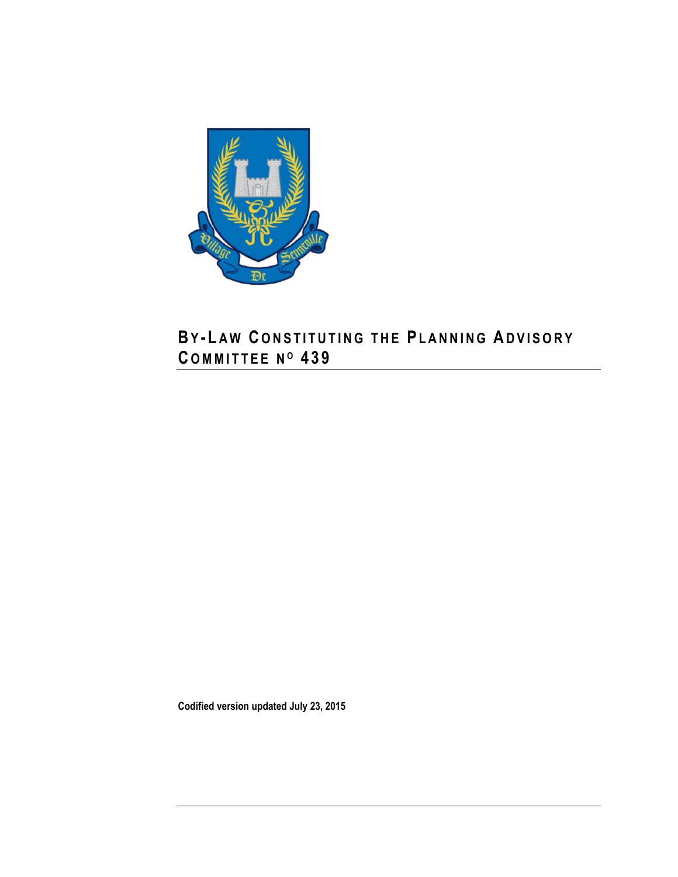# BY-LAW CONSTITUTING THE PLANNING ADVISORY COMMITTEE Nº 439

**Codified version updated July 23, 2015**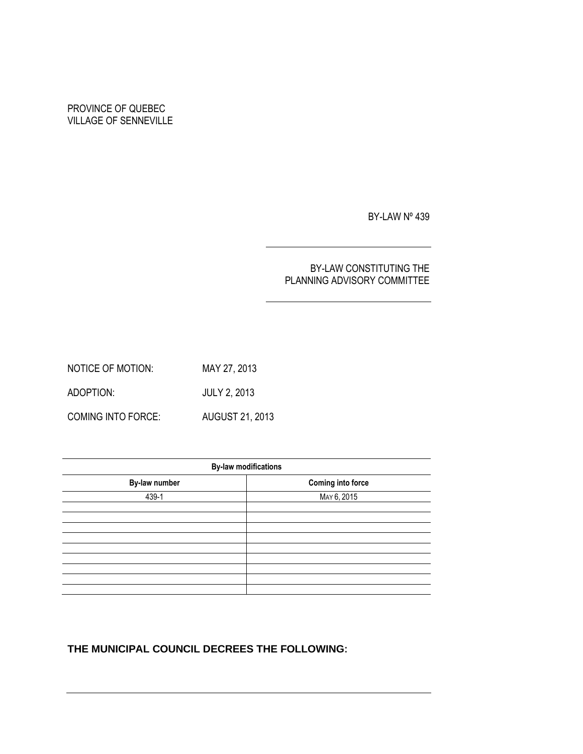PROVINCE OF QUEBEC
VILLAGE OF SENNEVILLE

BY-LAW Nº 439

BY-LAW CONSTITUTING THE PLANNING ADVISORY COMMITTEE

NOTICE OF MOTION: MAY 27, 2013

ADOPTION: JULY 2, 2013

COMING INTO FORCE: AUGUST 21, 2013

| By-law modifications | |
|---|---|
| **By-law number** | **Coming into force** |
| 439-1 | MAY 6, 2015 |
| | |
| | |
| | |
| | |
| | |
| | |
| | |
| | |
| | |

**THE MUNICIPAL COUNCIL DECREES THE FOLLOWING:**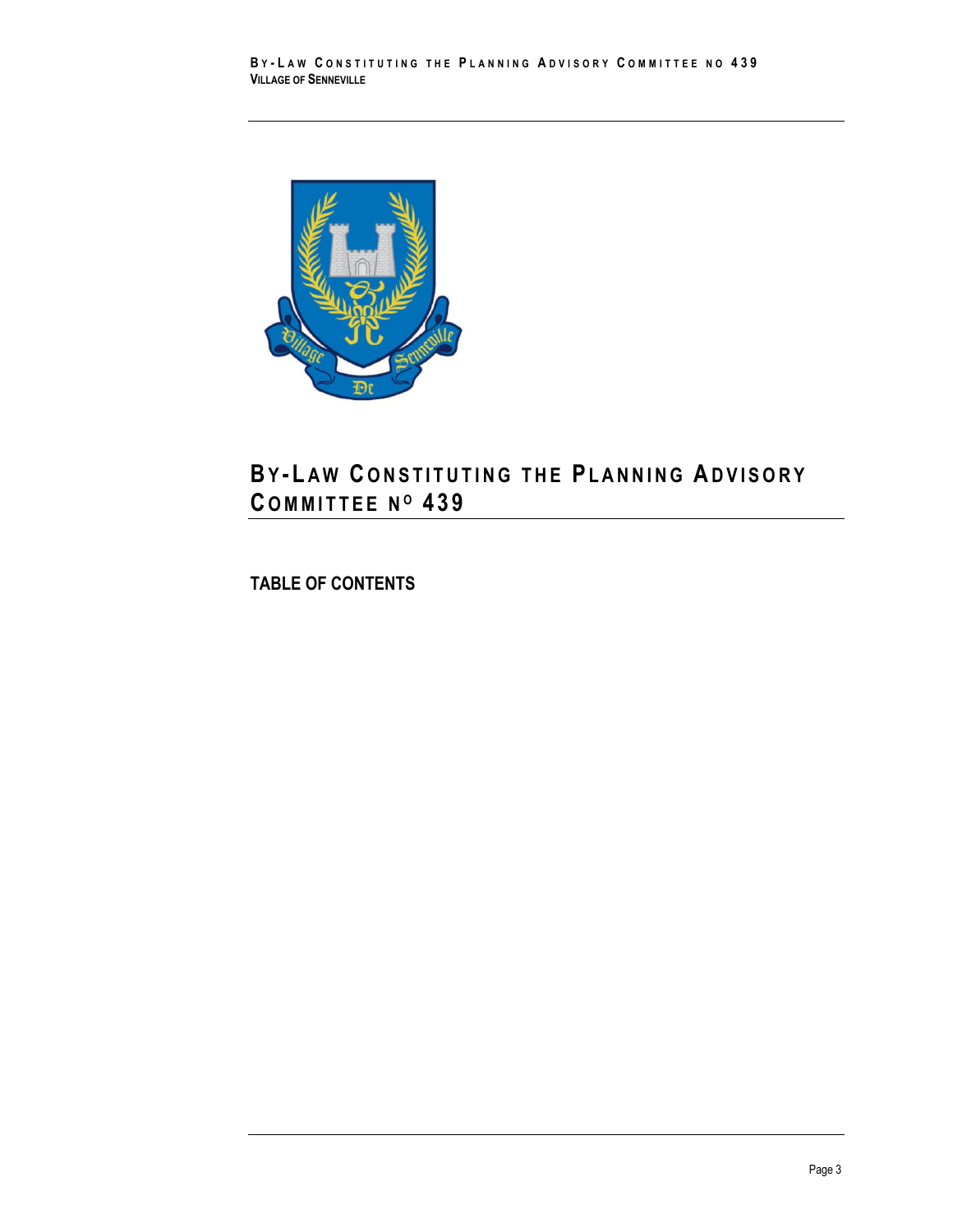# BY-LAW CONSTITUTING THE PLANNING ADVISORY COMMITTEE N° 439

## TABLE OF CONTENTS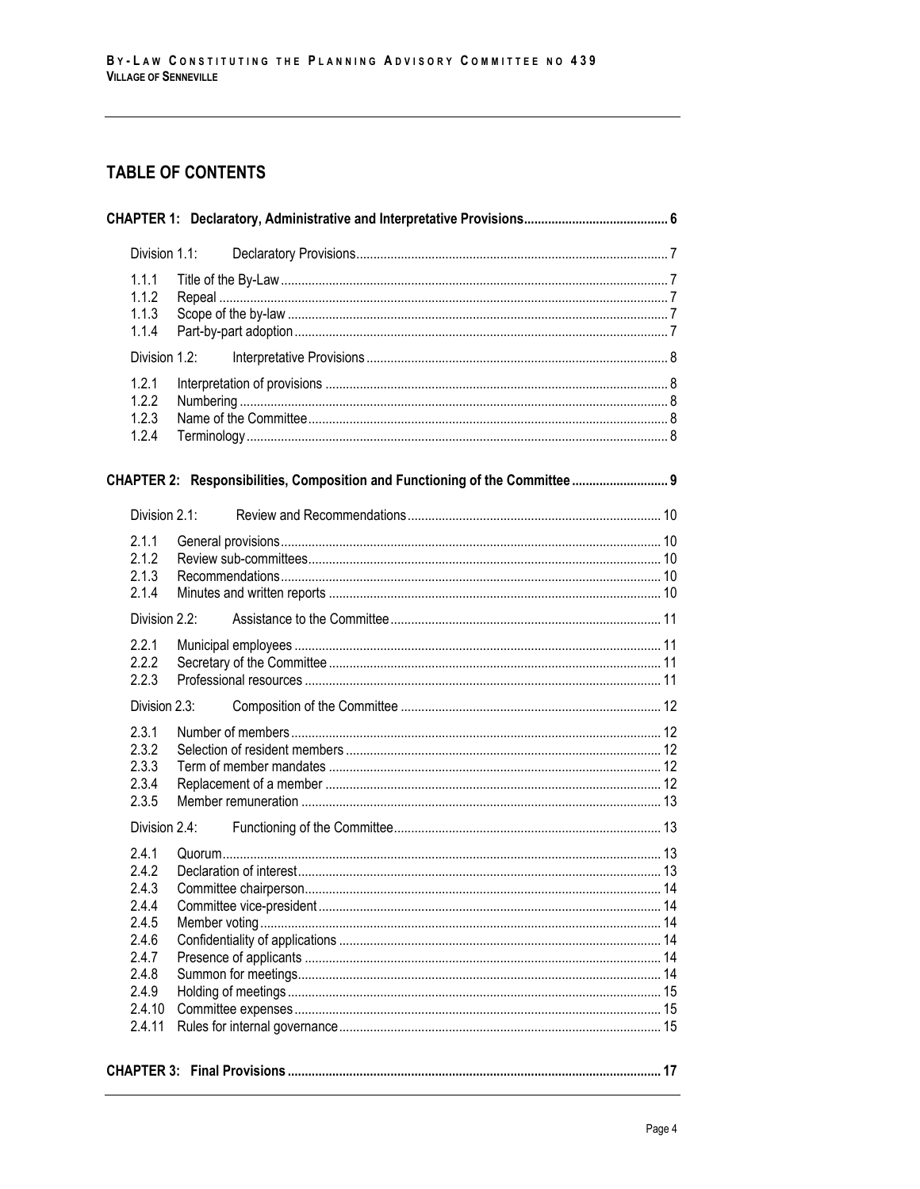## TABLE OF CONTENTS

**CHAPTER 1: Declaratory, Administrative and Interpretative Provisions** .......... 6

Division 1.1: Declaratory Provisions .......... 7

- 1.1.1 Title of the By-Law .......... 7
- 1.1.2 Repeal .......... 7
- 1.1.3 Scope of the by-law .......... 7
- 1.1.4 Part-by-part adoption .......... 7

Division 1.2: Interpretative Provisions .......... 8

- 1.2.1 Interpretation of provisions .......... 8
- 1.2.2 Numbering .......... 8
- 1.2.3 Name of the Committee .......... 8
- 1.2.4 Terminology .......... 8

**CHAPTER 2: Responsibilities, Composition and Functioning of the Committee** .......... 9

Division 2.1: Review and Recommendations .......... 10

- 2.1.1 General provisions .......... 10
- 2.1.2 Review sub-committees .......... 10
- 2.1.3 Recommendations .......... 10
- 2.1.4 Minutes and written reports .......... 10

Division 2.2: Assistance to the Committee .......... 11

- 2.2.1 Municipal employees .......... 11
- 2.2.2 Secretary of the Committee .......... 11
- 2.2.3 Professional resources .......... 11

Division 2.3: Composition of the Committee .......... 12

- 2.3.1 Number of members .......... 12
- 2.3.2 Selection of resident members .......... 12
- 2.3.3 Term of member mandates .......... 12
- 2.3.4 Replacement of a member .......... 12
- 2.3.5 Member remuneration .......... 13

Division 2.4: Functioning of the Committee .......... 13

- 2.4.1 Quorum .......... 13
- 2.4.2 Declaration of interest .......... 13
- 2.4.3 Committee chairperson .......... 14
- 2.4.4 Committee vice-president .......... 14
- 2.4.5 Member voting .......... 14
- 2.4.6 Confidentiality of applications .......... 14
- 2.4.7 Presence of applicants .......... 14
- 2.4.8 Summon for meetings .......... 14
- 2.4.9 Holding of meetings .......... 15
- 2.4.10 Committee expenses .......... 15
- 2.4.11 Rules for internal governance .......... 15

**CHAPTER 3: Final Provisions** .......... 17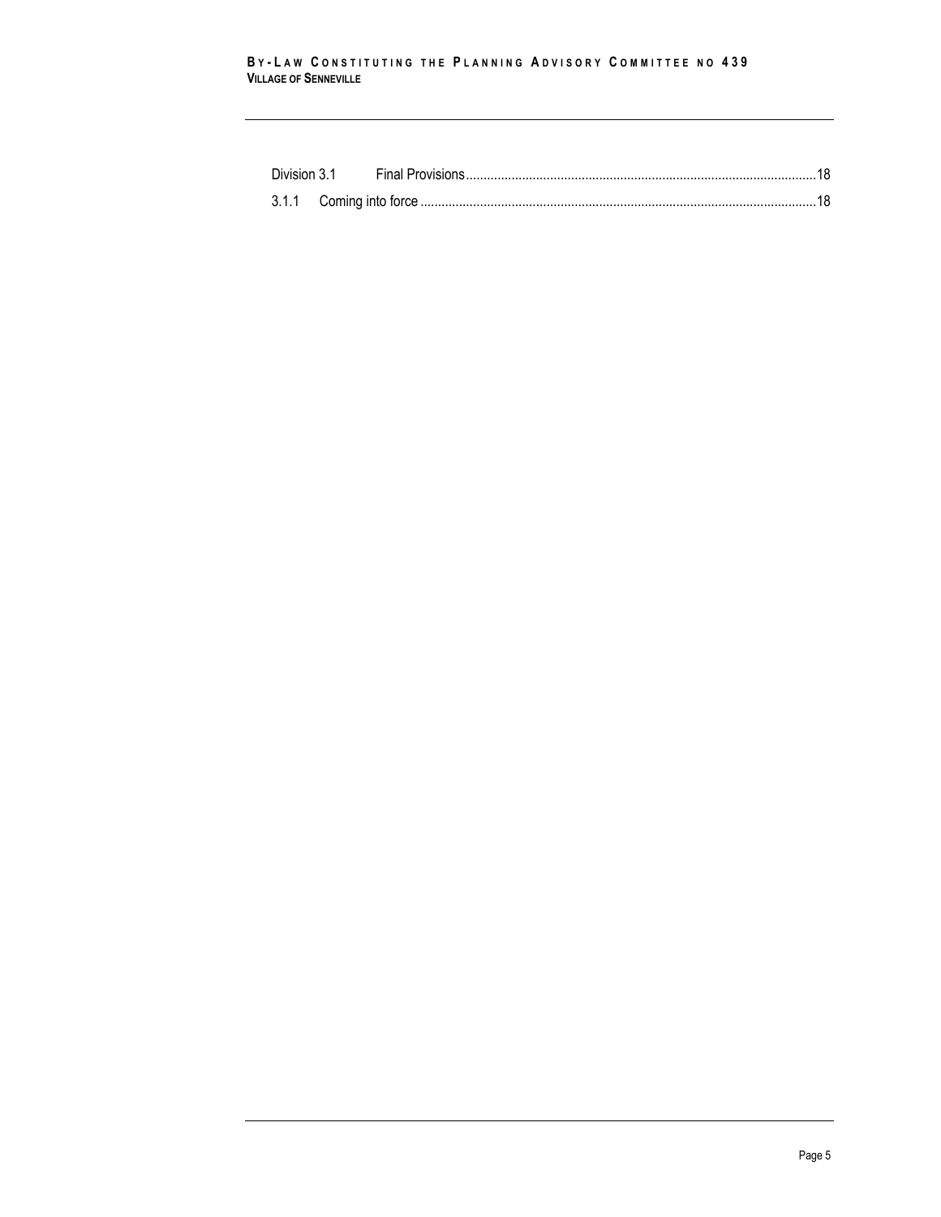Division 3.1 Final Provisions....................................................................................................18

3.1.1 Coming into force ..................................................................................................................18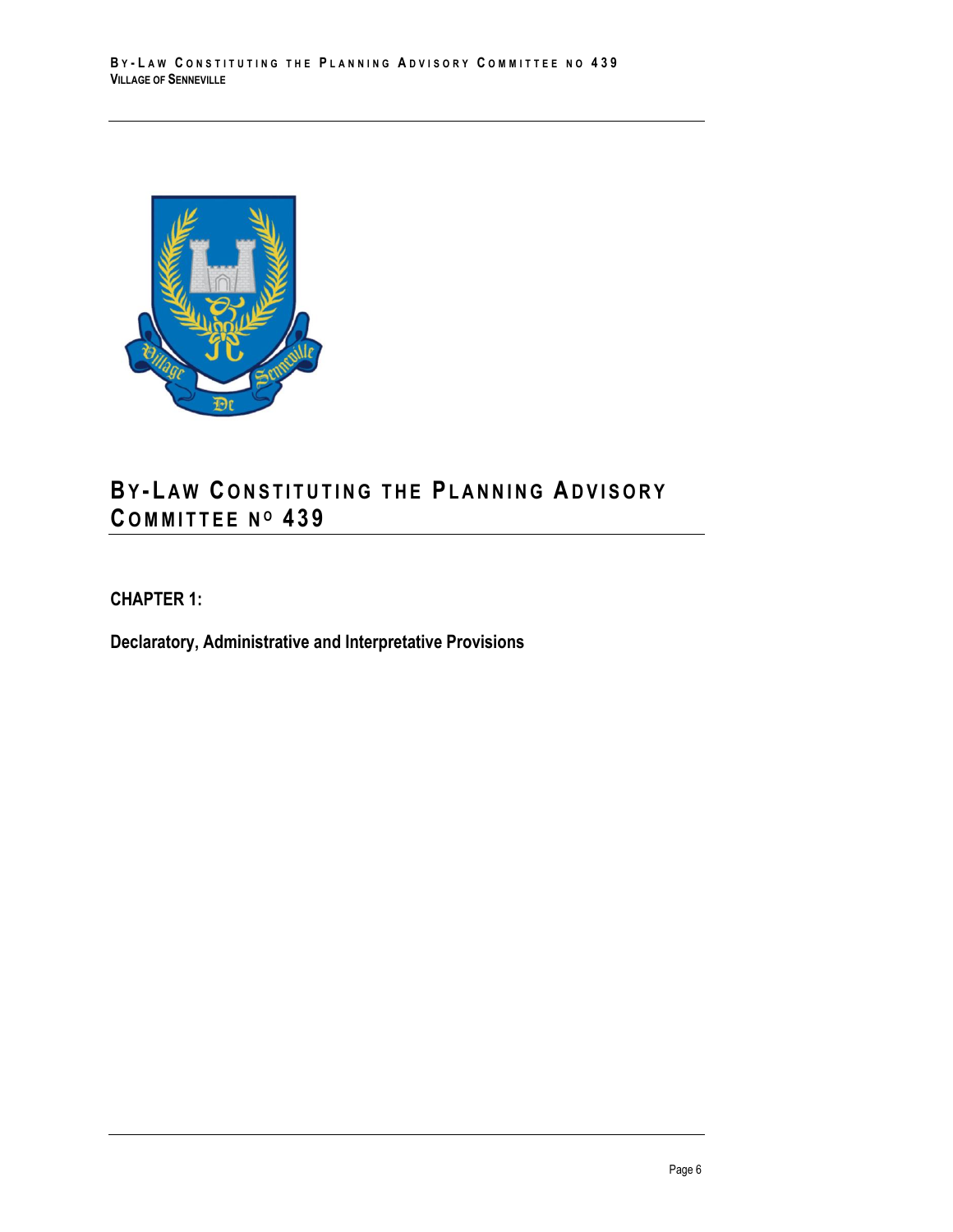# BY-LAW CONSTITUTING THE PLANNING ADVISORY COMMITTEE Nº 439

**CHAPTER 1:**

**Declaratory, Administrative and Interpretative Provisions**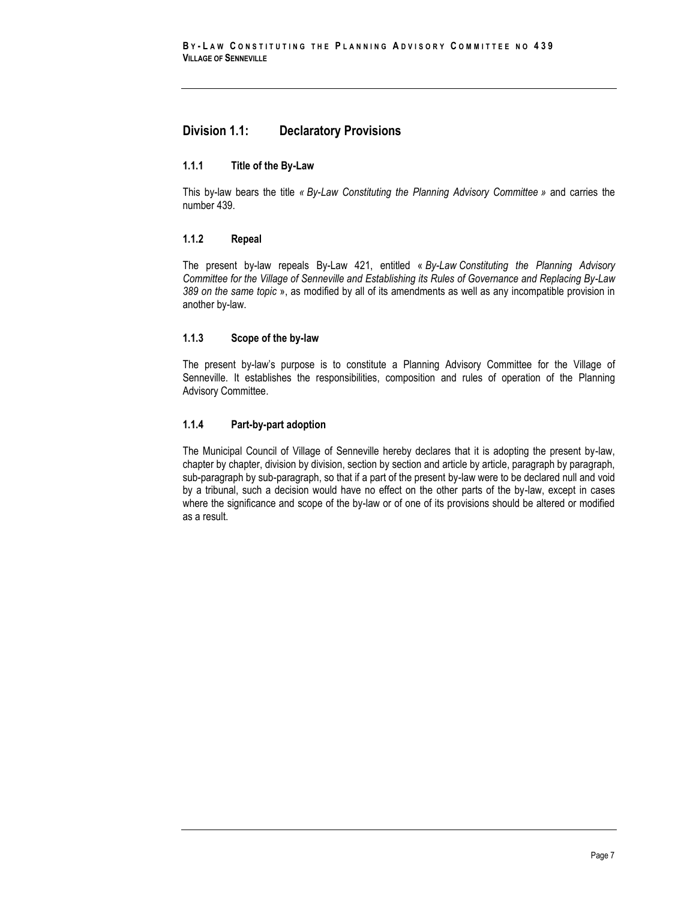## Division 1.1: Declaratory Provisions

### 1.1.1 Title of the By-Law

This by-law bears the title *« By-Law Constituting the Planning Advisory Committee »* and carries the number 439.

### 1.1.2 Repeal

The present by-law repeals By-Law 421, entitled « *By-Law Constituting the Planning Advisory Committee for the Village of Senneville and Establishing its Rules of Governance and Replacing By-Law 389 on the same topic* », as modified by all of its amendments as well as any incompatible provision in another by-law.

### 1.1.3 Scope of the by-law

The present by-law's purpose is to constitute a Planning Advisory Committee for the Village of Senneville. It establishes the responsibilities, composition and rules of operation of the Planning Advisory Committee.

### 1.1.4 Part-by-part adoption

The Municipal Council of Village of Senneville hereby declares that it is adopting the present by-law, chapter by chapter, division by division, section by section and article by article, paragraph by paragraph, sub-paragraph by sub-paragraph, so that if a part of the present by-law were to be declared null and void by a tribunal, such a decision would have no effect on the other parts of the by-law, except in cases where the significance and scope of the by-law or of one of its provisions should be altered or modified as a result.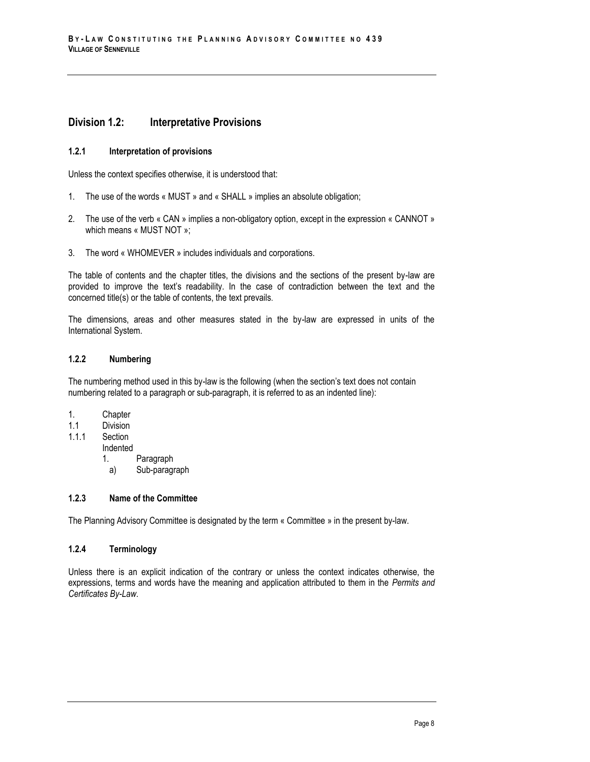## Division 1.2: Interpretative Provisions

### 1.2.1 Interpretation of provisions

Unless the context specifies otherwise, it is understood that:

1. The use of the words « MUST » and « SHALL » implies an absolute obligation;
2. The use of the verb « CAN » implies a non-obligatory option, except in the expression « CANNOT » which means « MUST NOT »;
3. The word « WHOMEVER » includes individuals and corporations.

The table of contents and the chapter titles, the divisions and the sections of the present by-law are provided to improve the text's readability. In the case of contradiction between the text and the concerned title(s) or the table of contents, the text prevails.

The dimensions, areas and other measures stated in the by-law are expressed in units of the International System.

### 1.2.2 Numbering

The numbering method used in this by-law is the following (when the section's text does not contain numbering related to a paragraph or sub-paragraph, it is referred to as an indented line):

```
1.      Chapter
1.1     Division
1.1.1   Section
        Indented
        1.      Paragraph
          a)    Sub-paragraph
```

### 1.2.3 Name of the Committee

The Planning Advisory Committee is designated by the term « Committee » in the present by-law.

### 1.2.4 Terminology

Unless there is an explicit indication of the contrary or unless the context indicates otherwise, the expressions, terms and words have the meaning and application attributed to them in the *Permits and Certificates By-Law*.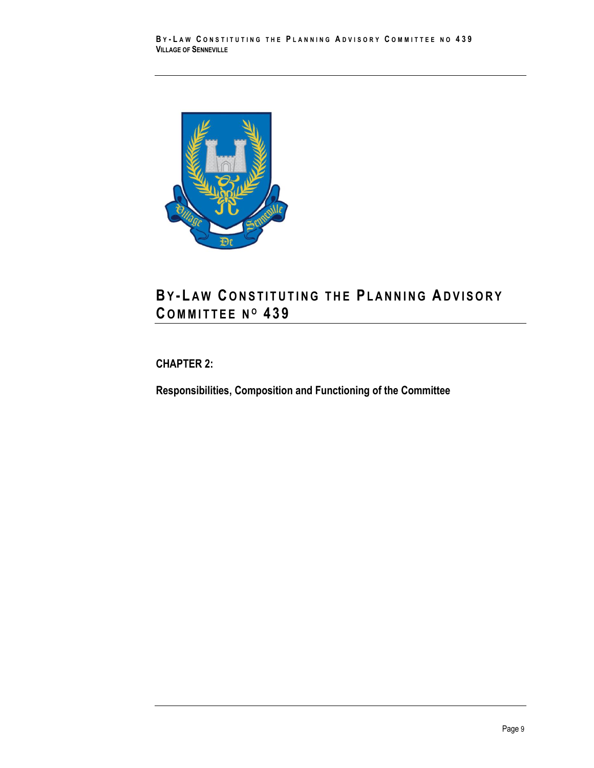# BY-LAW CONSTITUTING THE PLANNING ADVISORY COMMITTEE N° 439

**CHAPTER 2:**

**Responsibilities, Composition and Functioning of the Committee**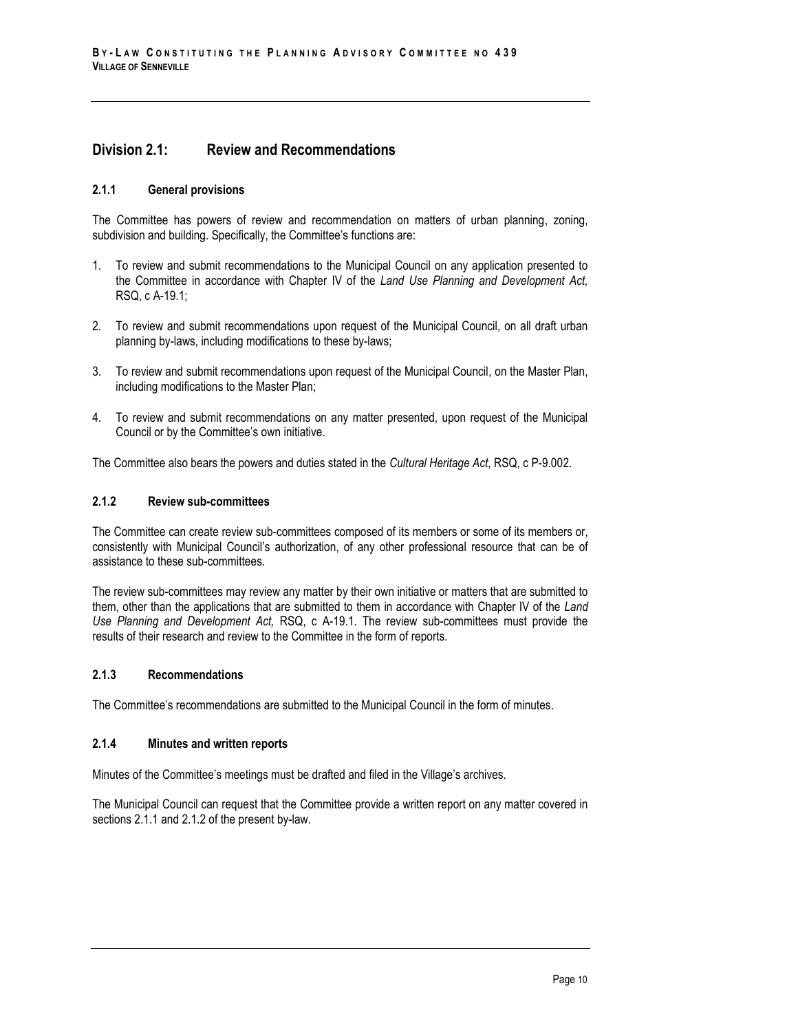## Division 2.1: Review and Recommendations

### 2.1.1 General provisions

The Committee has powers of review and recommendation on matters of urban planning, zoning, subdivision and building. Specifically, the Committee's functions are:

1. To review and submit recommendations to the Municipal Council on any application presented to the Committee in accordance with Chapter IV of the *Land Use Planning and Development Act,* RSQ, c A-19.1;

2. To review and submit recommendations upon request of the Municipal Council, on all draft urban planning by-laws, including modifications to these by-laws;

3. To review and submit recommendations upon request of the Municipal Council, on the Master Plan, including modifications to the Master Plan;

4. To review and submit recommendations on any matter presented, upon request of the Municipal Council or by the Committee's own initiative.

The Committee also bears the powers and duties stated in the *Cultural Heritage Act*, RSQ, c P-9.002.

### 2.1.2 Review sub-committees

The Committee can create review sub-committees composed of its members or some of its members or, consistently with Municipal Council's authorization, of any other professional resource that can be of assistance to these sub-committees.

The review sub-committees may review any matter by their own initiative or matters that are submitted to them, other than the applications that are submitted to them in accordance with Chapter IV of the *Land Use Planning and Development Act,* RSQ, c A-19.1. The review sub-committees must provide the results of their research and review to the Committee in the form of reports.

### 2.1.3 Recommendations

The Committee's recommendations are submitted to the Municipal Council in the form of minutes.

### 2.1.4 Minutes and written reports

Minutes of the Committee's meetings must be drafted and filed in the Village's archives.

The Municipal Council can request that the Committee provide a written report on any matter covered in sections 2.1.1 and 2.1.2 of the present by-law.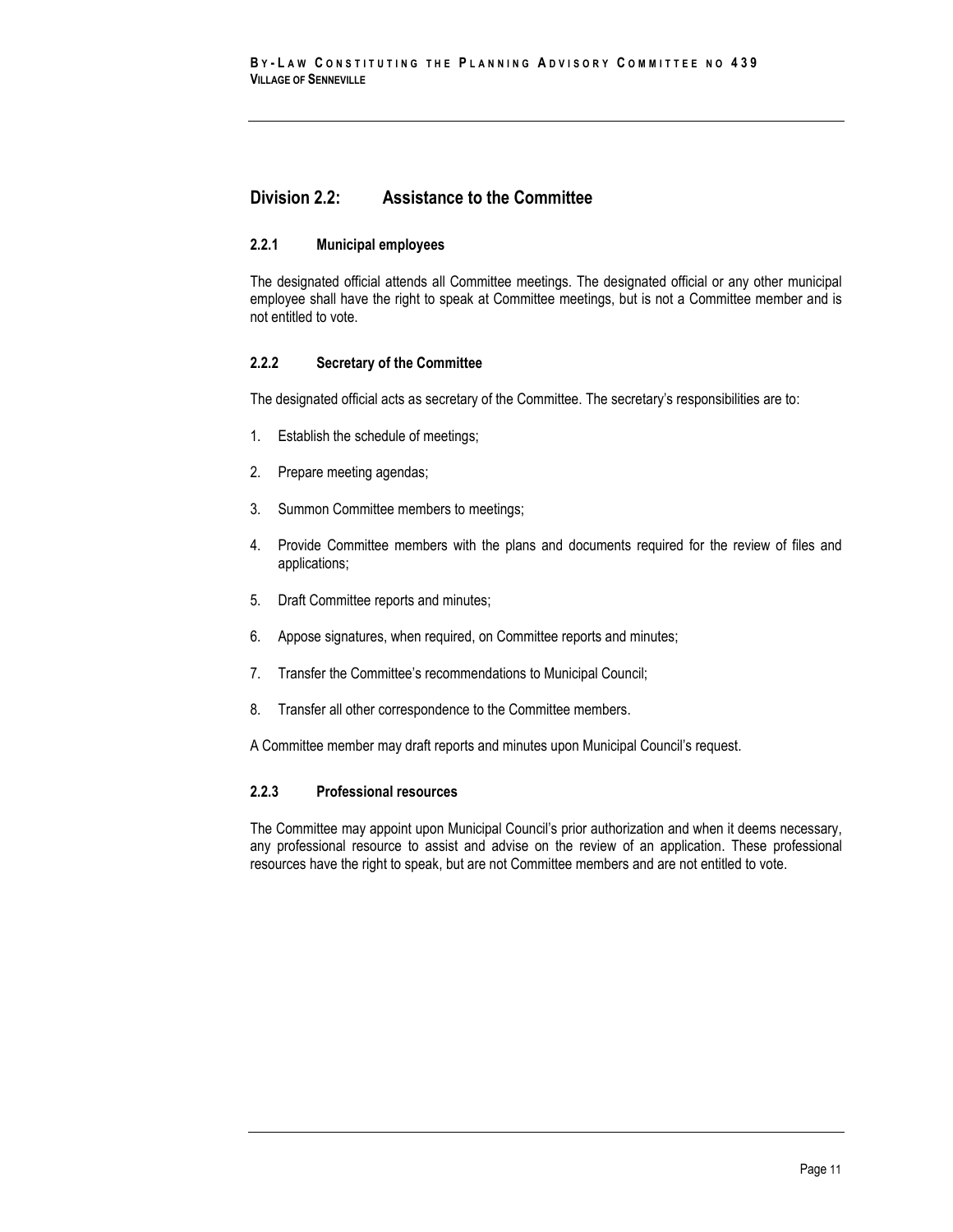## Division 2.2: Assistance to the Committee

### 2.2.1 Municipal employees

The designated official attends all Committee meetings. The designated official or any other municipal employee shall have the right to speak at Committee meetings, but is not a Committee member and is not entitled to vote.

### 2.2.2 Secretary of the Committee

The designated official acts as secretary of the Committee. The secretary's responsibilities are to:

1. Establish the schedule of meetings;
2. Prepare meeting agendas;
3. Summon Committee members to meetings;
4. Provide Committee members with the plans and documents required for the review of files and applications;
5. Draft Committee reports and minutes;
6. Appose signatures, when required, on Committee reports and minutes;
7. Transfer the Committee's recommendations to Municipal Council;
8. Transfer all other correspondence to the Committee members.

A Committee member may draft reports and minutes upon Municipal Council's request.

### 2.2.3 Professional resources

The Committee may appoint upon Municipal Council's prior authorization and when it deems necessary, any professional resource to assist and advise on the review of an application. These professional resources have the right to speak, but are not Committee members and are not entitled to vote.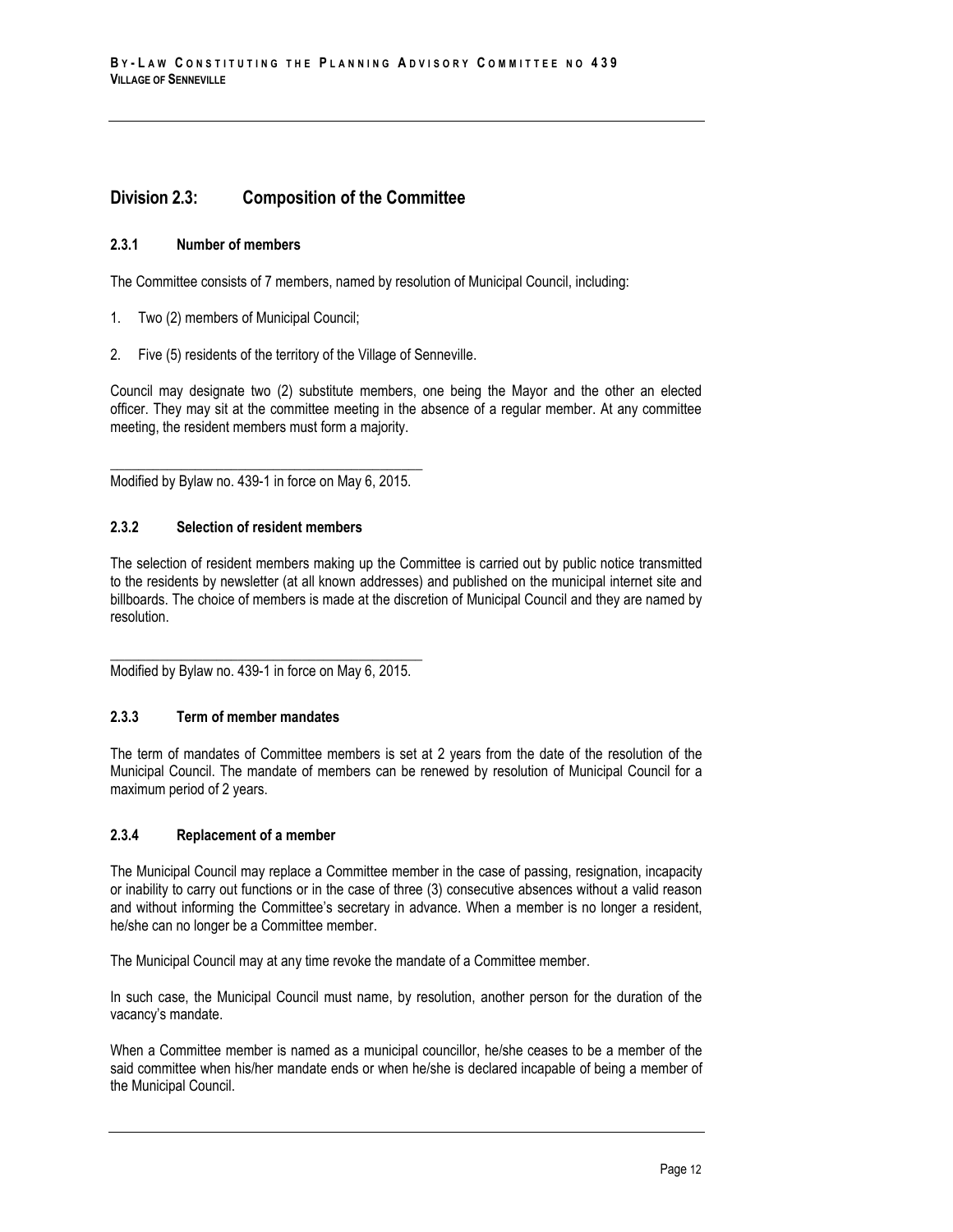## Division 2.3: Composition of the Committee

### 2.3.1 Number of members

The Committee consists of 7 members, named by resolution of Municipal Council, including:

1. Two (2) members of Municipal Council;
2. Five (5) residents of the territory of the Village of Senneville.

Council may designate two (2) substitute members, one being the Mayor and the other an elected officer. They may sit at the committee meeting in the absence of a regular member. At any committee meeting, the resident members must form a majority.

---

Modified by Bylaw no. 439-1 in force on May 6, 2015.

### 2.3.2 Selection of resident members

The selection of resident members making up the Committee is carried out by public notice transmitted to the residents by newsletter (at all known addresses) and published on the municipal internet site and billboards. The choice of members is made at the discretion of Municipal Council and they are named by resolution.

---

Modified by Bylaw no. 439-1 in force on May 6, 2015.

### 2.3.3 Term of member mandates

The term of mandates of Committee members is set at 2 years from the date of the resolution of the Municipal Council. The mandate of members can be renewed by resolution of Municipal Council for a maximum period of 2 years.

### 2.3.4 Replacement of a member

The Municipal Council may replace a Committee member in the case of passing, resignation, incapacity or inability to carry out functions or in the case of three (3) consecutive absences without a valid reason and without informing the Committee's secretary in advance. When a member is no longer a resident, he/she can no longer be a Committee member.

The Municipal Council may at any time revoke the mandate of a Committee member.

In such case, the Municipal Council must name, by resolution, another person for the duration of the vacancy's mandate.

When a Committee member is named as a municipal councillor, he/she ceases to be a member of the said committee when his/her mandate ends or when he/she is declared incapable of being a member of the Municipal Council.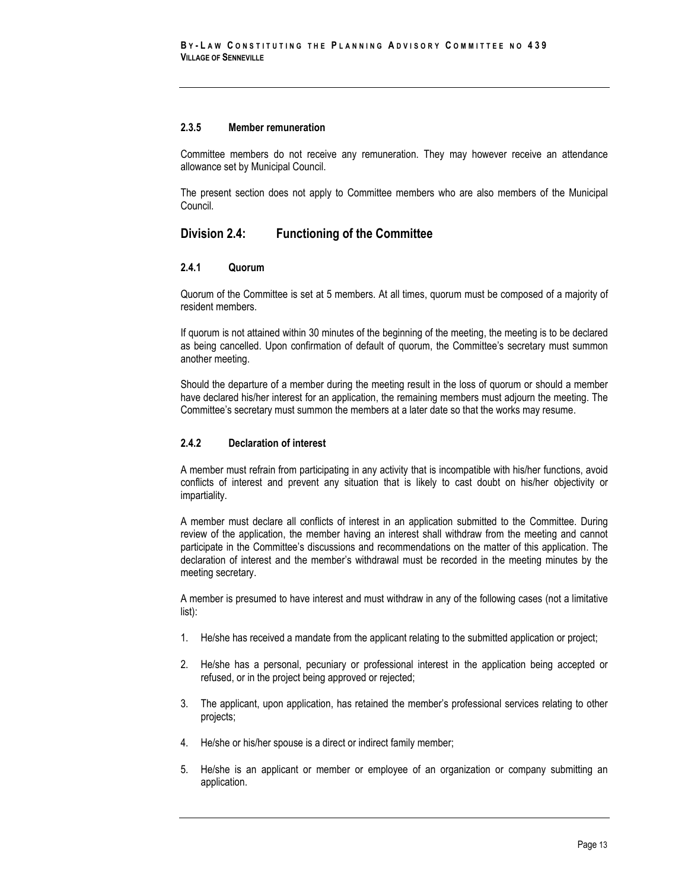#### 2.3.5 Member remuneration

Committee members do not receive any remuneration. They may however receive an attendance allowance set by Municipal Council.

The present section does not apply to Committee members who are also members of the Municipal Council.

## Division 2.4: Functioning of the Committee

#### 2.4.1 Quorum

Quorum of the Committee is set at 5 members. At all times, quorum must be composed of a majority of resident members.

If quorum is not attained within 30 minutes of the beginning of the meeting, the meeting is to be declared as being cancelled. Upon confirmation of default of quorum, the Committee's secretary must summon another meeting.

Should the departure of a member during the meeting result in the loss of quorum or should a member have declared his/her interest for an application, the remaining members must adjourn the meeting. The Committee's secretary must summon the members at a later date so that the works may resume.

#### 2.4.2 Declaration of interest

A member must refrain from participating in any activity that is incompatible with his/her functions, avoid conflicts of interest and prevent any situation that is likely to cast doubt on his/her objectivity or impartiality.

A member must declare all conflicts of interest in an application submitted to the Committee. During review of the application, the member having an interest shall withdraw from the meeting and cannot participate in the Committee's discussions and recommendations on the matter of this application. The declaration of interest and the member's withdrawal must be recorded in the meeting minutes by the meeting secretary.

A member is presumed to have interest and must withdraw in any of the following cases (not a limitative list):

1. He/she has received a mandate from the applicant relating to the submitted application or project;
2. He/she has a personal, pecuniary or professional interest in the application being accepted or refused, or in the project being approved or rejected;
3. The applicant, upon application, has retained the member's professional services relating to other projects;
4. He/she or his/her spouse is a direct or indirect family member;
5. He/she is an applicant or member or employee of an organization or company submitting an application.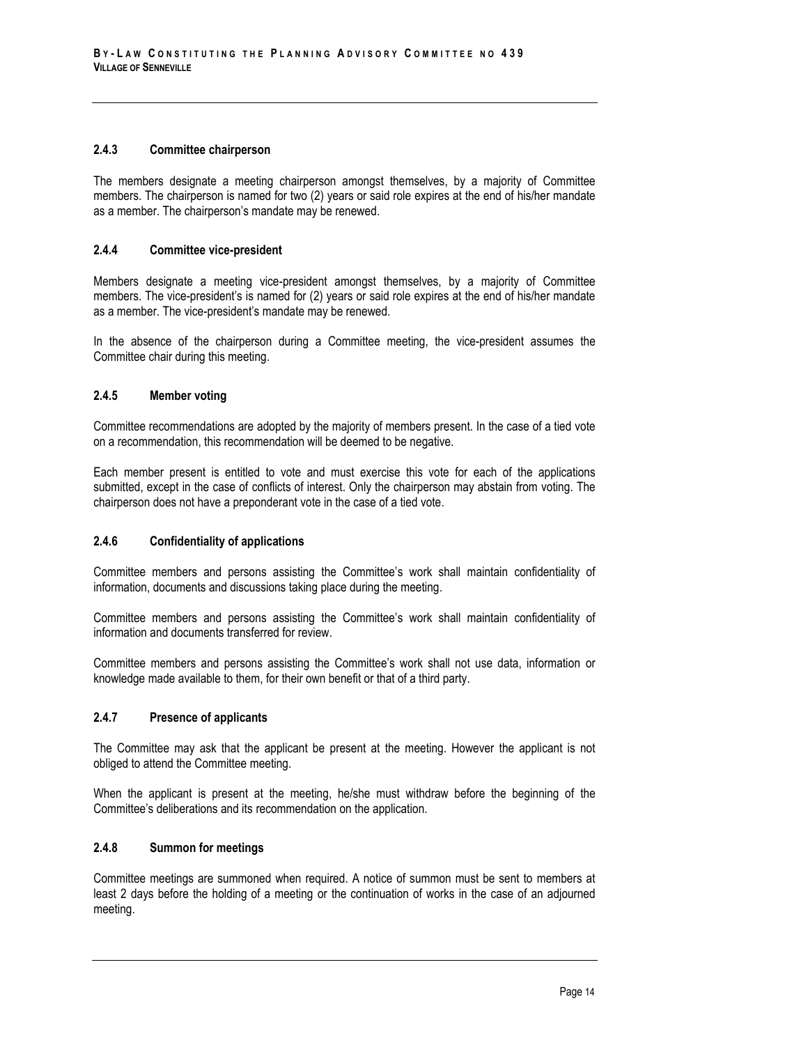#### 2.4.3 Committee chairperson

The members designate a meeting chairperson amongst themselves, by a majority of Committee members. The chairperson is named for two (2) years or said role expires at the end of his/her mandate as a member. The chairperson's mandate may be renewed.

#### 2.4.4 Committee vice-president

Members designate a meeting vice-president amongst themselves, by a majority of Committee members. The vice-president's is named for (2) years or said role expires at the end of his/her mandate as a member. The vice-president's mandate may be renewed.

In the absence of the chairperson during a Committee meeting, the vice-president assumes the Committee chair during this meeting.

#### 2.4.5 Member voting

Committee recommendations are adopted by the majority of members present. In the case of a tied vote on a recommendation, this recommendation will be deemed to be negative.

Each member present is entitled to vote and must exercise this vote for each of the applications submitted, except in the case of conflicts of interest. Only the chairperson may abstain from voting. The chairperson does not have a preponderant vote in the case of a tied vote.

#### 2.4.6 Confidentiality of applications

Committee members and persons assisting the Committee's work shall maintain confidentiality of information, documents and discussions taking place during the meeting.

Committee members and persons assisting the Committee's work shall maintain confidentiality of information and documents transferred for review.

Committee members and persons assisting the Committee's work shall not use data, information or knowledge made available to them, for their own benefit or that of a third party.

#### 2.4.7 Presence of applicants

The Committee may ask that the applicant be present at the meeting. However the applicant is not obliged to attend the Committee meeting.

When the applicant is present at the meeting, he/she must withdraw before the beginning of the Committee's deliberations and its recommendation on the application.

#### 2.4.8 Summon for meetings

Committee meetings are summoned when required. A notice of summon must be sent to members at least 2 days before the holding of a meeting or the continuation of works in the case of an adjourned meeting.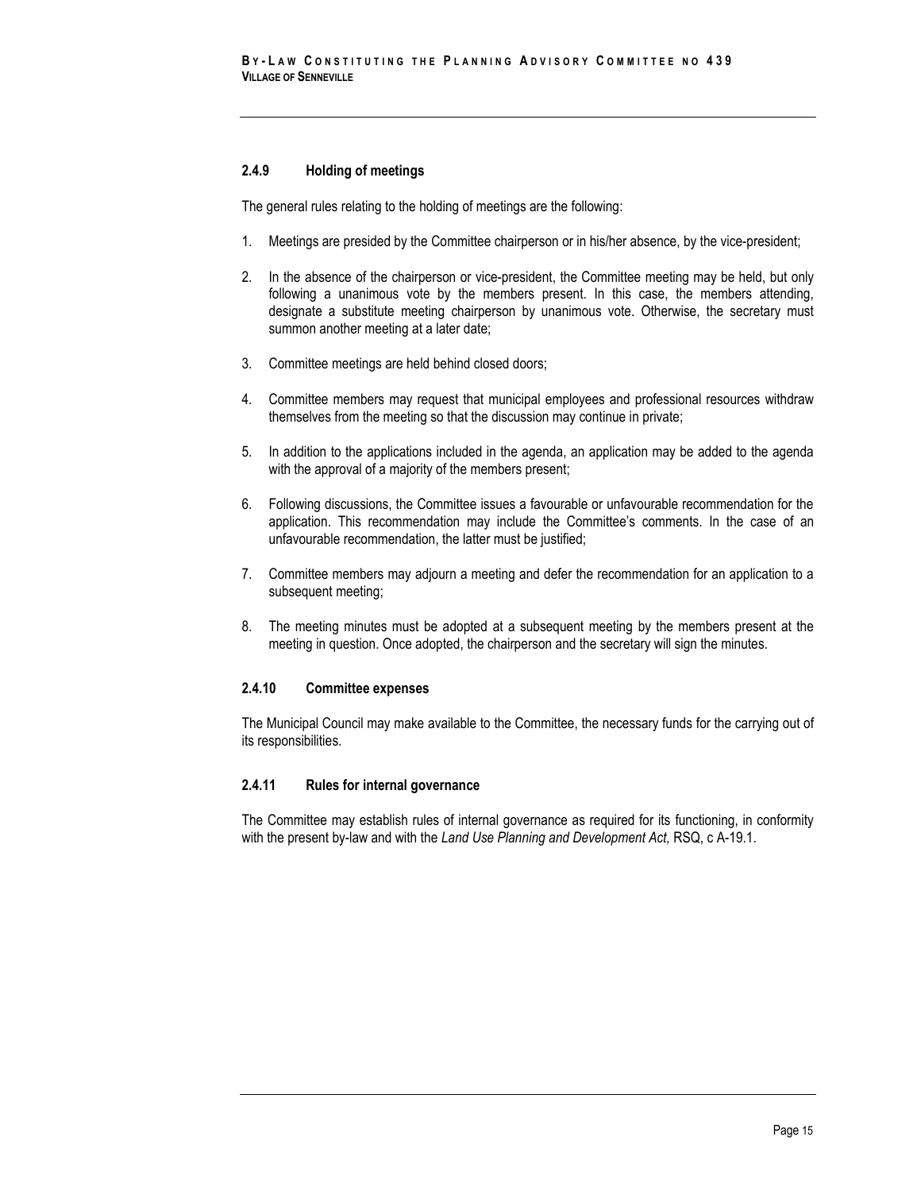### 2.4.9 Holding of meetings

The general rules relating to the holding of meetings are the following:

1. Meetings are presided by the Committee chairperson or in his/her absence, by the vice-president;
2. In the absence of the chairperson or vice-president, the Committee meeting may be held, but only following a unanimous vote by the members present. In this case, the members attending, designate a substitute meeting chairperson by unanimous vote. Otherwise, the secretary must summon another meeting at a later date;
3. Committee meetings are held behind closed doors;
4. Committee members may request that municipal employees and professional resources withdraw themselves from the meeting so that the discussion may continue in private;
5. In addition to the applications included in the agenda, an application may be added to the agenda with the approval of a majority of the members present;
6. Following discussions, the Committee issues a favourable or unfavourable recommendation for the application. This recommendation may include the Committee's comments. In the case of an unfavourable recommendation, the latter must be justified;
7. Committee members may adjourn a meeting and defer the recommendation for an application to a subsequent meeting;
8. The meeting minutes must be adopted at a subsequent meeting by the members present at the meeting in question. Once adopted, the chairperson and the secretary will sign the minutes.

### 2.4.10 Committee expenses

The Municipal Council may make available to the Committee, the necessary funds for the carrying out of its responsibilities.

### 2.4.11 Rules for internal governance

The Committee may establish rules of internal governance as required for its functioning, in conformity with the present by-law and with the *Land Use Planning and Development Act,* RSQ, c A-19.1.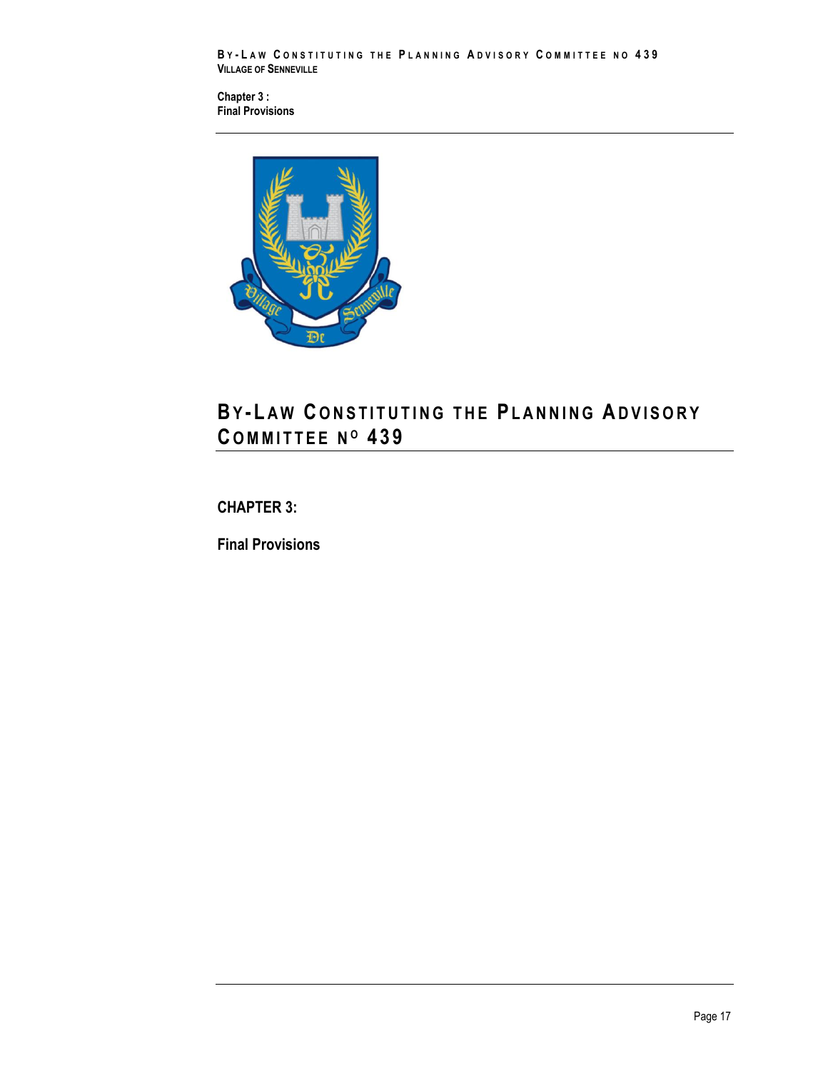# BY-LAW CONSTITUTING THE PLANNING ADVISORY COMMITTEE Nº 439

## CHAPTER 3:

## Final Provisions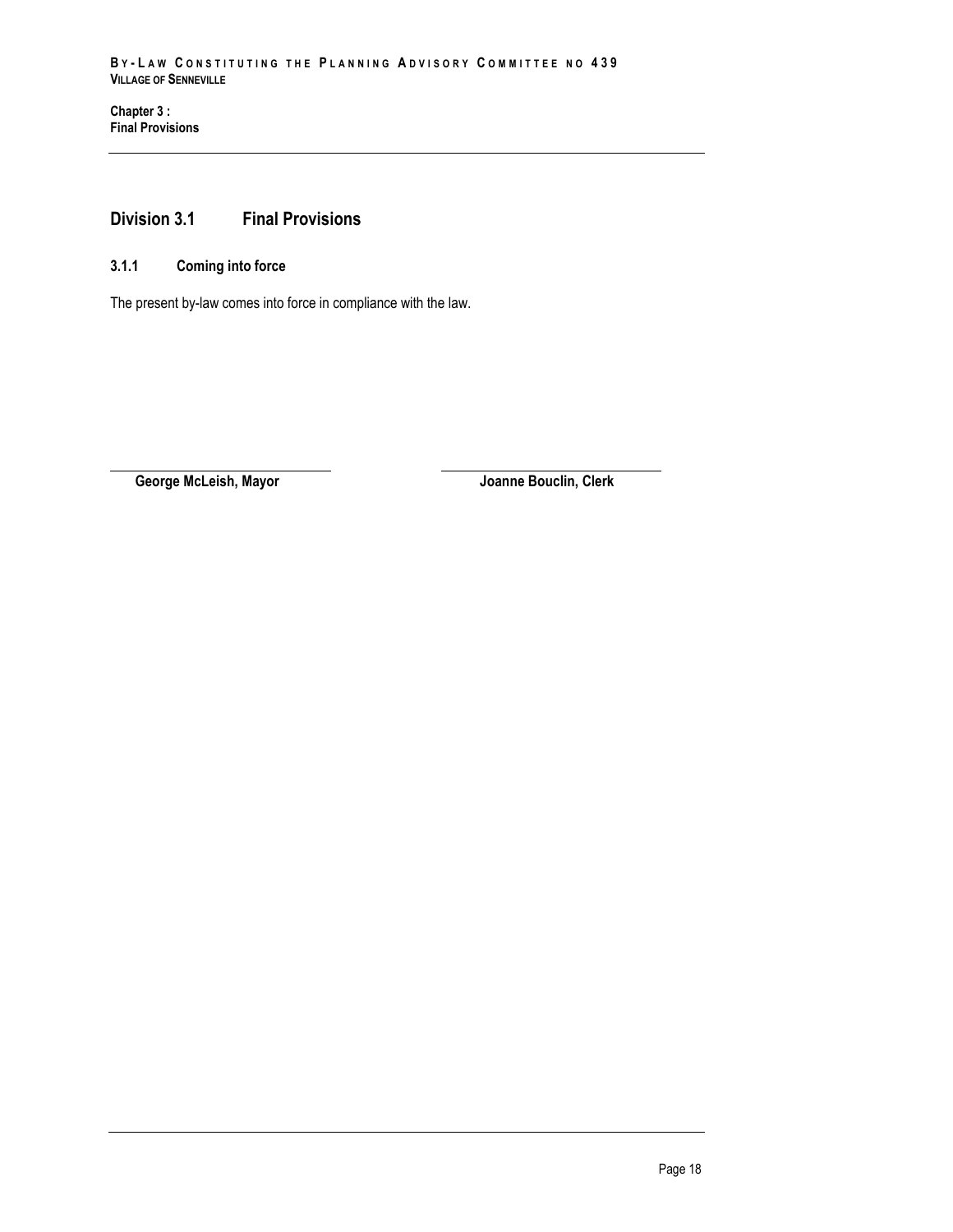**Chapter 3 :**
**Final Provisions**

## Division 3.1 Final Provisions

### 3.1.1 Coming into force

The present by-law comes into force in compliance with the law.

**George McLeish, Mayor**

**Joanne Bouclin, Clerk**